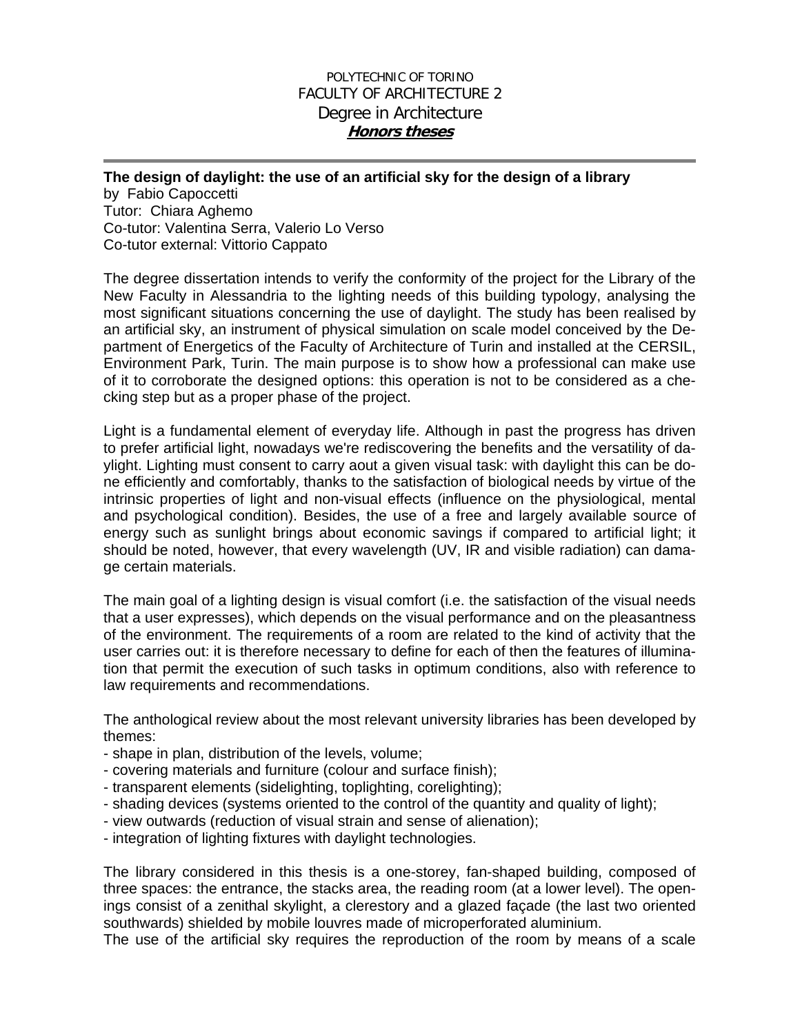POLYTECHNIC OF TORINO
FACULTY OF ARCHITECTURE 2
Degree in Architecture
***Honors theses***

---

**The design of daylight: the use of an artificial sky for the design of a library**
by Fabio Capoccetti
Tutor: Chiara Aghemo
Co-tutor: Valentina Serra, Valerio Lo Verso
Co-tutor external: Vittorio Cappato

The degree dissertation intends to verify the conformity of the project for the Library of the New Faculty in Alessandria to the lighting needs of this building typology, analysing the most significant situations concerning the use of daylight. The study has been realised by an artificial sky, an instrument of physical simulation on scale model conceived by the Department of Energetics of the Faculty of Architecture of Turin and installed at the CERSIL, Environment Park, Turin. The main purpose is to show how a professional can make use of it to corroborate the designed options: this operation is not to be considered as a checking step but as a proper phase of the project.

Light is a fundamental element of everyday life. Although in past the progress has driven to prefer artificial light, nowadays we're rediscovering the benefits and the versatility of daylight. Lighting must consent to carry aout a given visual task: with daylight this can be done efficiently and comfortably, thanks to the satisfaction of biological needs by virtue of the intrinsic properties of light and non-visual effects (influence on the physiological, mental and psychological condition). Besides, the use of a free and largely available source of energy such as sunlight brings about economic savings if compared to artificial light; it should be noted, however, that every wavelength (UV, IR and visible radiation) can damage certain materials.

The main goal of a lighting design is visual comfort (i.e. the satisfaction of the visual needs that a user expresses), which depends on the visual performance and on the pleasantness of the environment. The requirements of a room are related to the kind of activity that the user carries out: it is therefore necessary to define for each of then the features of illumination that permit the execution of such tasks in optimum conditions, also with reference to law requirements and recommendations.

The anthological review about the most relevant university libraries has been developed by themes:
- shape in plan, distribution of the levels, volume;
- covering materials and furniture (colour and surface finish);
- transparent elements (sidelighting, toplighting, corelighting);
- shading devices (systems oriented to the control of the quantity and quality of light);
- view outwards (reduction of visual strain and sense of alienation);
- integration of lighting fixtures with daylight technologies.

The library considered in this thesis is a one-storey, fan-shaped building, composed of three spaces: the entrance, the stacks area, the reading room (at a lower level). The openings consist of a zenithal skylight, a clerestory and a glazed façade (the last two oriented southwards) shielded by mobile louvres made of microperforated aluminium.
The use of the artificial sky requires the reproduction of the room by means of a scale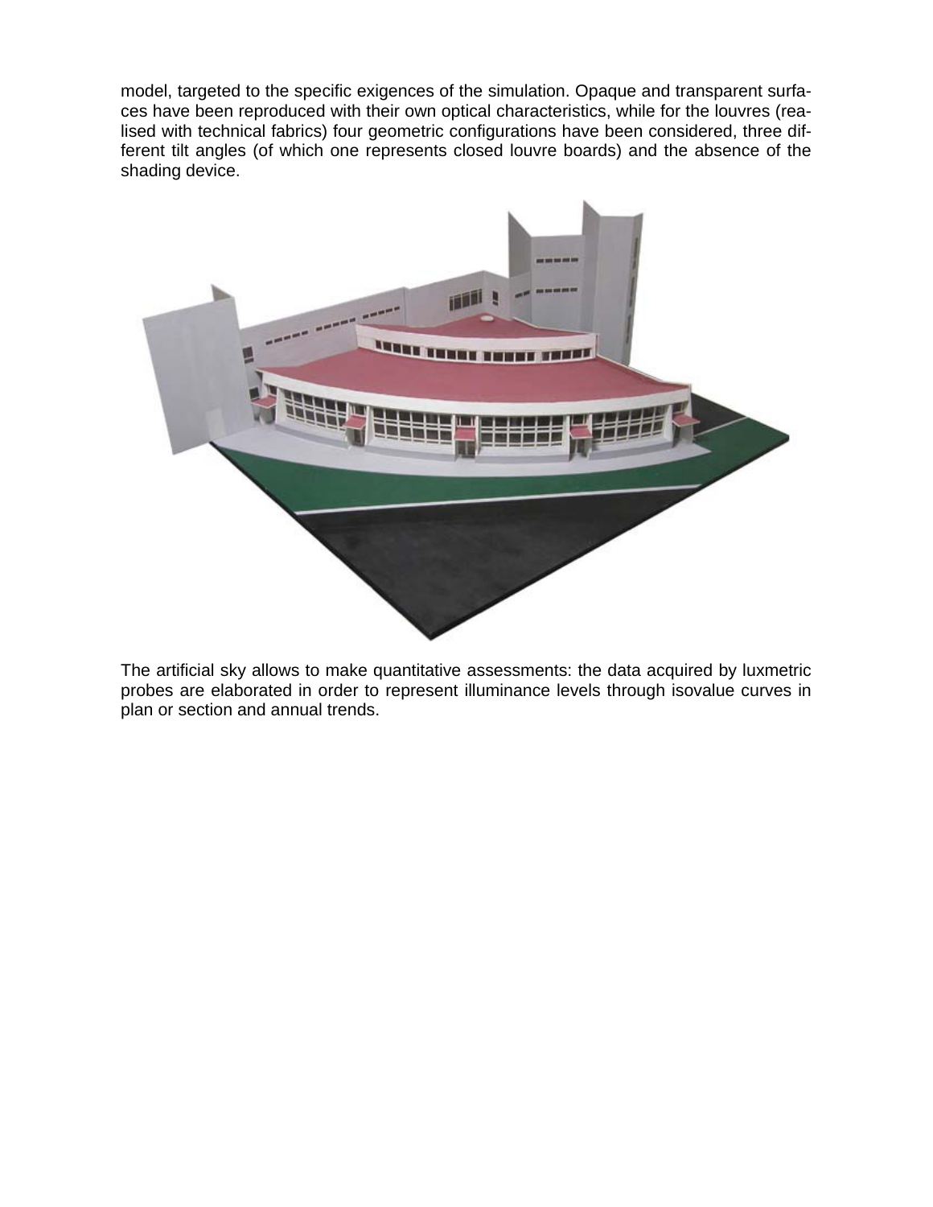model, targeted to the specific exigences of the simulation. Opaque and transparent surfaces have been reproduced with their own optical characteristics, while for the louvres (realised with technical fabrics) four geometric configurations have been considered, three different tilt angles (of which one represents closed louvre boards) and the absence of the shading device.

The artificial sky allows to make quantitative assessments: the data acquired by luxmetric probes are elaborated in order to represent illuminance levels through isovalue curves in plan or section and annual trends.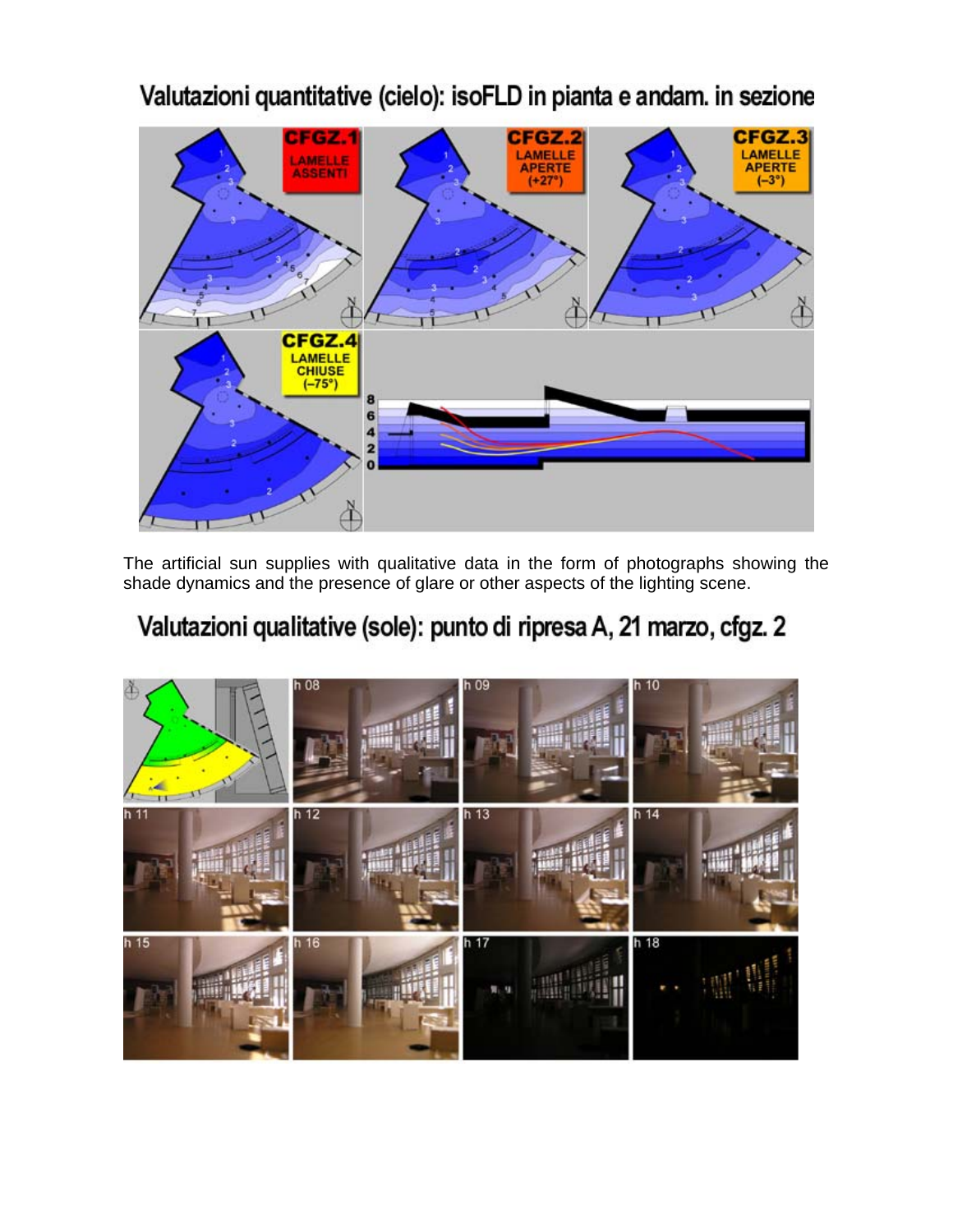## Valutazioni quantitative (cielo): isoFLD in pianta e andam. in sezione

The artificial sun supplies with qualitative data in the form of photographs showing the shade dynamics and the presence of glare or other aspects of the lighting scene.

## Valutazioni qualitative (sole): punto di ripresa A, 21 marzo, cfgz. 2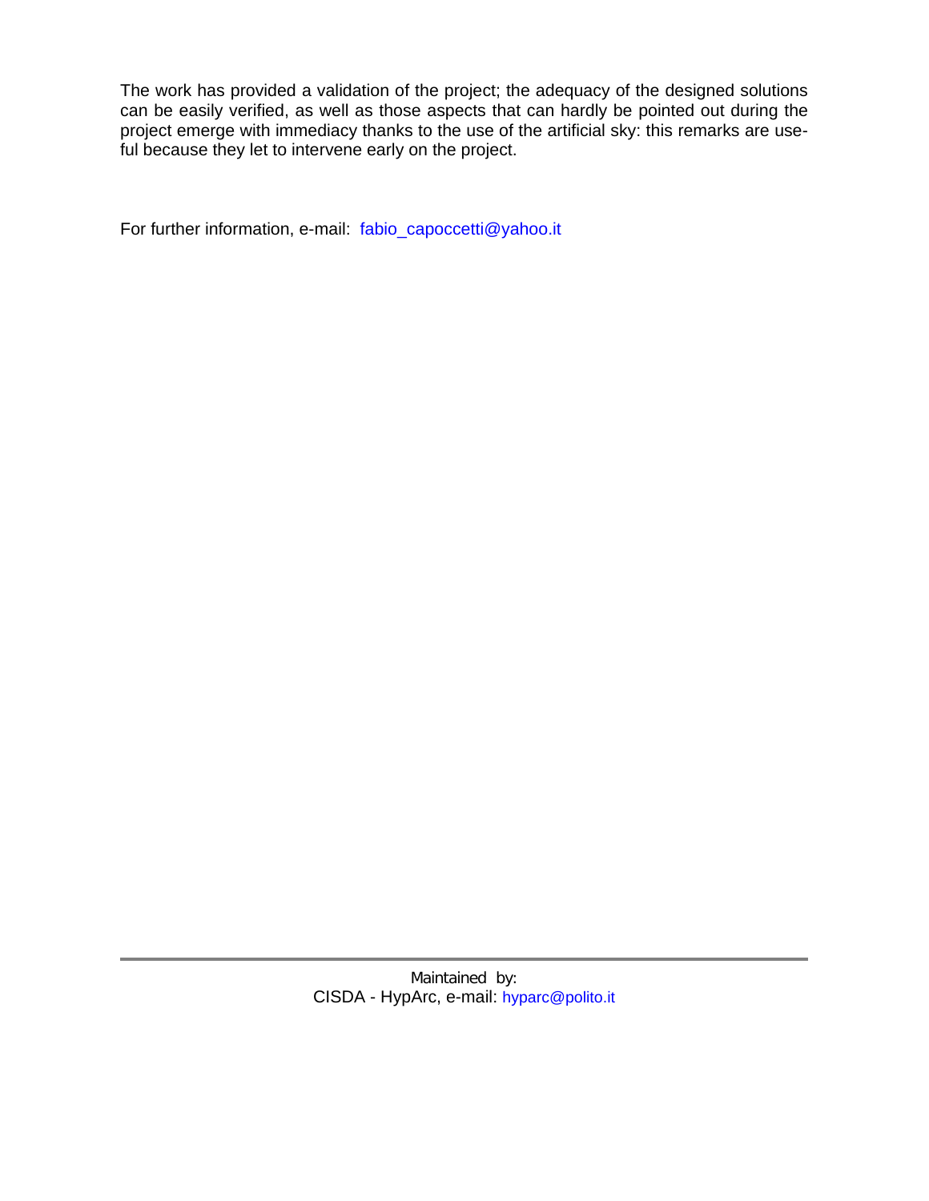The work has provided a validation of the project; the adequacy of the designed solutions can be easily verified, as well as those aspects that can hardly be pointed out during the project emerge with immediacy thanks to the use of the artificial sky: this remarks are useful because they let to intervene early on the project.

For further information, e-mail: fabio_capoccetti@yahoo.it

---

Maintained by:
CISDA - HypArc, e-mail: hyparc@polito.it